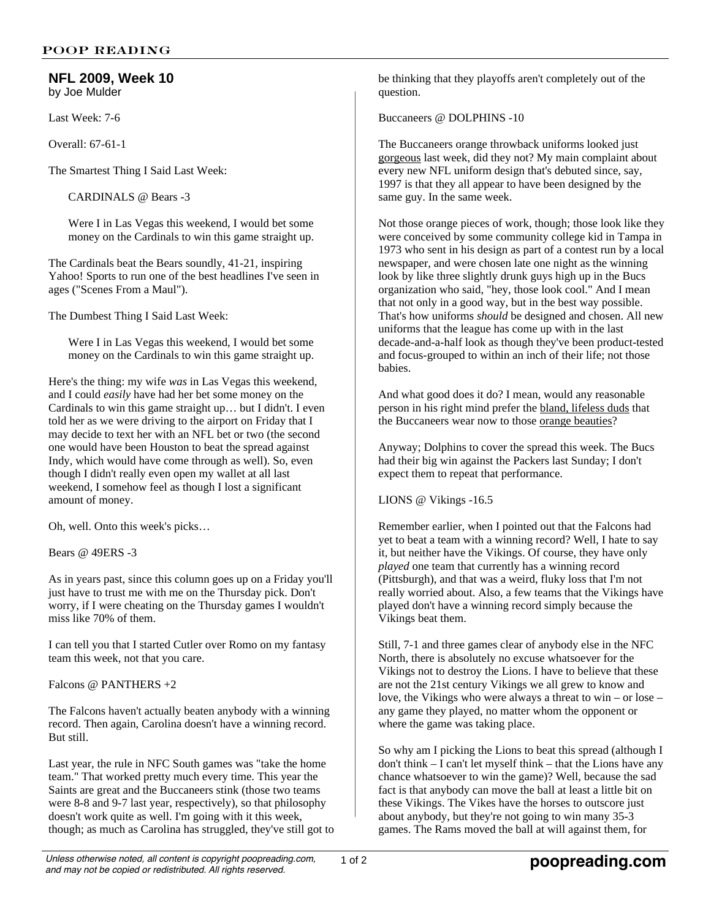## NFL 2009, Week 10

by Joe Mulder

Last Week: 7-6

Overall: 67-61-1

The Smartest Thing I Said Last Week:

> CARDINALS @ Bears -3
>
> Were I in Las Vegas this weekend, I would bet some money on the Cardinals to win this game straight up.

The Cardinals beat the Bears soundly, 41-21, inspiring Yahoo! Sports to run one of the best headlines I've seen in ages ("Scenes From a Maul").

The Dumbest Thing I Said Last Week:

> Were I in Las Vegas this weekend, I would bet some money on the Cardinals to win this game straight up.

Here's the thing: my wife *was* in Las Vegas this weekend, and I could *easily* have had her bet some money on the Cardinals to win this game straight up… but I didn't. I even told her as we were driving to the airport on Friday that I may decide to text her with an NFL bet or two (the second one would have been Houston to beat the spread against Indy, which would have come through as well). So, even though I didn't really even open my wallet at all last weekend, I somehow feel as though I lost a significant amount of money.

Oh, well. Onto this week's picks…

Bears @ 49ERS -3

As in years past, since this column goes up on a Friday you'll just have to trust me with me on the Thursday pick. Don't worry, if I were cheating on the Thursday games I wouldn't miss like 70% of them.

I can tell you that I started Cutler over Romo on my fantasy team this week, not that you care.

Falcons @ PANTHERS +2

The Falcons haven't actually beaten anybody with a winning record. Then again, Carolina doesn't have a winning record. But still.

Last year, the rule in NFC South games was "take the home team." That worked pretty much every time. This year the Saints are great and the Buccaneers stink (those two teams were 8-8 and 9-7 last year, respectively), so that philosophy doesn't work quite as well. I'm going with it this week, though; as much as Carolina has struggled, they've still got to be thinking that they playoffs aren't completely out of the question.

Buccaneers @ DOLPHINS -10

The Buccaneers orange throwback uniforms looked just gorgeous last week, did they not? My main complaint about every new NFL uniform design that's debuted since, say, 1997 is that they all appear to have been designed by the same guy. In the same week.

Not those orange pieces of work, though; those look like they were conceived by some community college kid in Tampa in 1973 who sent in his design as part of a contest run by a local newspaper, and were chosen late one night as the winning look by like three slightly drunk guys high up in the Bucs organization who said, "hey, those look cool." And I mean that not only in a good way, but in the best way possible. That's how uniforms *should* be designed and chosen. All new uniforms that the league has come up with in the last decade-and-a-half look as though they've been product-tested and focus-grouped to within an inch of their life; not those babies.

And what good does it do? I mean, would any reasonable person in his right mind prefer the bland, lifeless duds that the Buccaneers wear now to those orange beauties?

Anyway; Dolphins to cover the spread this week. The Bucs had their big win against the Packers last Sunday; I don't expect them to repeat that performance.

LIONS @ Vikings -16.5

Remember earlier, when I pointed out that the Falcons had yet to beat a team with a winning record? Well, I hate to say it, but neither have the Vikings. Of course, they have only *played* one team that currently has a winning record (Pittsburgh), and that was a weird, fluky loss that I'm not really worried about. Also, a few teams that the Vikings have played don't have a winning record simply because the Vikings beat them.

Still, 7-1 and three games clear of anybody else in the NFC North, there is absolutely no excuse whatsoever for the Vikings not to destroy the Lions. I have to believe that these are not the 21st century Vikings we all grew to know and love, the Vikings who were always a threat to win – or lose – any game they played, no matter whom the opponent or where the game was taking place.

So why am I picking the Lions to beat this spread (although I don't think – I can't let myself think – that the Lions have any chance whatsoever to win the game)? Well, because the sad fact is that anybody can move the ball at least a little bit on these Vikings. The Vikes have the horses to outscore just about anybody, but they're not going to win many 35-3 games. The Rams moved the ball at will against them, for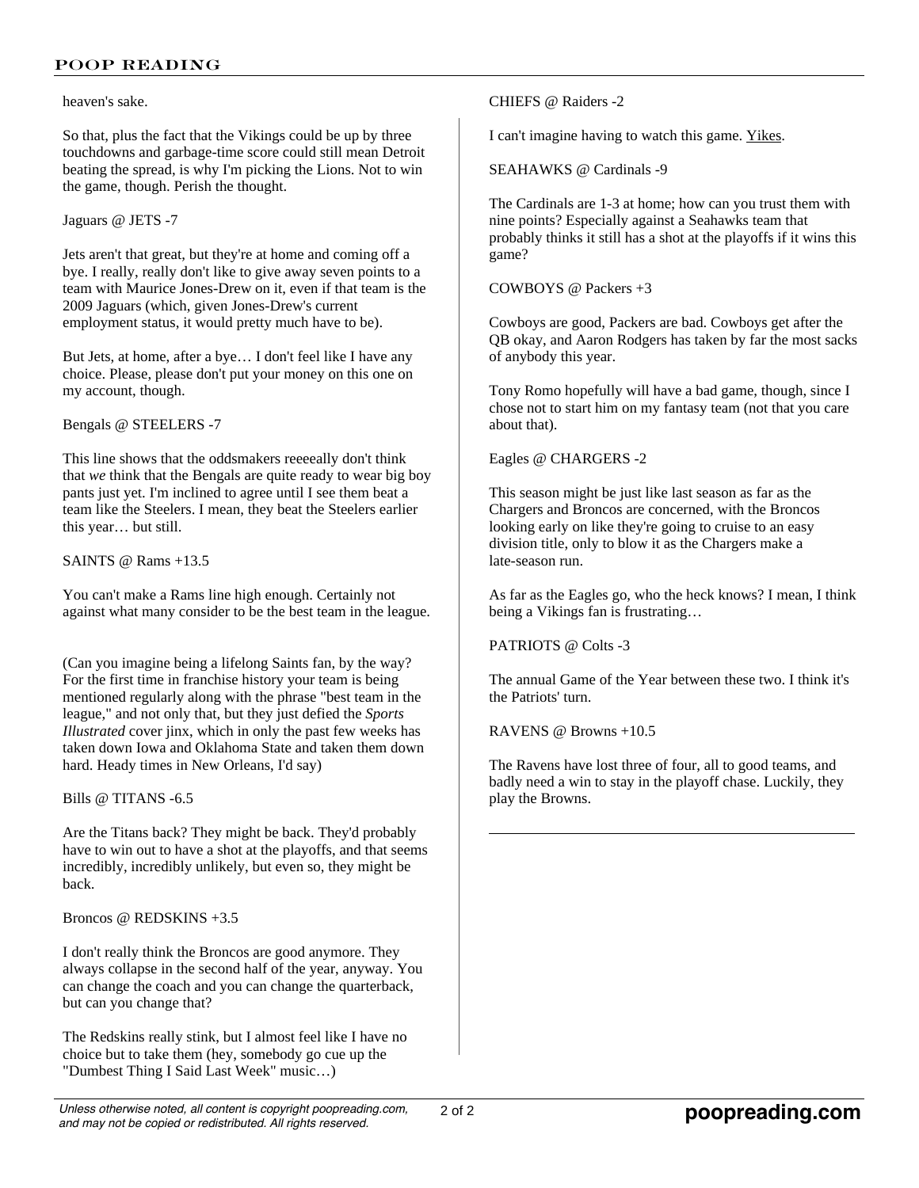heaven's sake.

So that, plus the fact that the Vikings could be up by three touchdowns and garbage-time score could still mean Detroit beating the spread, is why I'm picking the Lions. Not to win the game, though. Perish the thought.

Jaguars @ JETS -7

Jets aren't that great, but they're at home and coming off a bye. I really, really don't like to give away seven points to a team with Maurice Jones-Drew on it, even if that team is the 2009 Jaguars (which, given Jones-Drew's current employment status, it would pretty much have to be).

But Jets, at home, after a bye… I don't feel like I have any choice. Please, please don't put your money on this one on my account, though.

Bengals @ STEELERS -7

This line shows that the oddsmakers reeeeally don't think that *we* think that the Bengals are quite ready to wear big boy pants just yet. I'm inclined to agree until I see them beat a team like the Steelers. I mean, they beat the Steelers earlier this year… but still.

SAINTS @ Rams +13.5

You can't make a Rams line high enough. Certainly not against what many consider to be the best team in the league.

(Can you imagine being a lifelong Saints fan, by the way? For the first time in franchise history your team is being mentioned regularly along with the phrase "best team in the league," and not only that, but they just defied the *Sports Illustrated* cover jinx, which in only the past few weeks has taken down Iowa and Oklahoma State and taken them down hard. Heady times in New Orleans, I'd say)

Bills @ TITANS -6.5

Are the Titans back? They might be back. They'd probably have to win out to have a shot at the playoffs, and that seems incredibly, incredibly unlikely, but even so, they might be back.

Broncos @ REDSKINS +3.5

I don't really think the Broncos are good anymore. They always collapse in the second half of the year, anyway. You can change the coach and you can change the quarterback, but can you change that?

The Redskins really stink, but I almost feel like I have no choice but to take them (hey, somebody go cue up the "Dumbest Thing I Said Last Week" music…)

CHIEFS @ Raiders -2

I can't imagine having to watch this game. Yikes.

SEAHAWKS @ Cardinals -9

The Cardinals are 1-3 at home; how can you trust them with nine points? Especially against a Seahawks team that probably thinks it still has a shot at the playoffs if it wins this game?

COWBOYS @ Packers +3

Cowboys are good, Packers are bad. Cowboys get after the QB okay, and Aaron Rodgers has taken by far the most sacks of anybody this year.

Tony Romo hopefully will have a bad game, though, since I chose not to start him on my fantasy team (not that you care about that).

Eagles @ CHARGERS -2

This season might be just like last season as far as the Chargers and Broncos are concerned, with the Broncos looking early on like they're going to cruise to an easy division title, only to blow it as the Chargers make a late-season run.

As far as the Eagles go, who the heck knows? I mean, I think being a Vikings fan is frustrating…

PATRIOTS @ Colts -3

The annual Game of the Year between these two. I think it's the Patriots' turn.

RAVENS @ Browns +10.5

The Ravens have lost three of four, all to good teams, and badly need a win to stay in the playoff chase. Luckily, they play the Browns.

---

*Unless otherwise noted, all content is copyright poopreading.com, and may not be copied or redistributed. All rights reserved.*